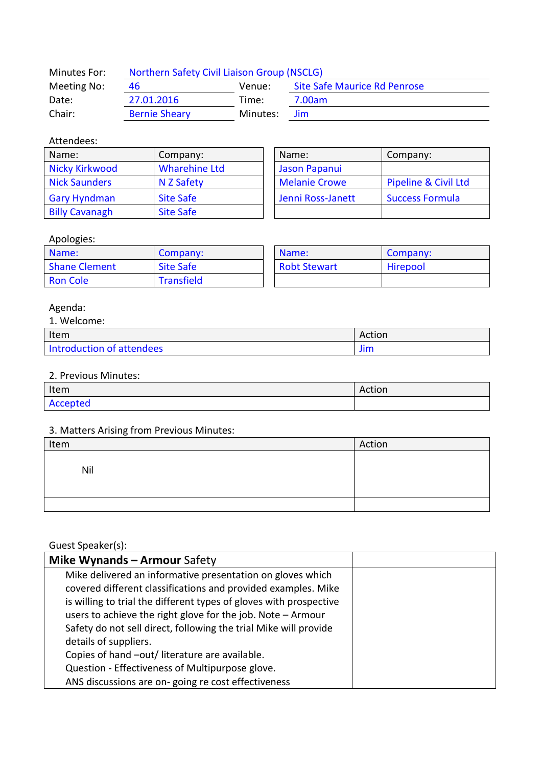| Minutes For: | Northern Safety Civil Liaison Group (NSCLG) | | |
|---|---|---|---|
| Meeting No: | 46 | Venue: | Site Safe Maurice Rd Penrose |
| Date: | 27.01.2016 | Time: | 7.00am |
| Chair: | Bernie Sheary | Minutes: | Jim |

Attendees:

| Name: | Company: | Name: | Company: |
|---|---|---|---|
| Nicky Kirkwood | Wharehine Ltd | Jason Papanui | |
| Nick Saunders | N Z Safety | Melanie Crowe | Pipeline & Civil Ltd |
| Gary Hyndman | Site Safe | Jenni Ross-Janett | Success Formula |
| Billy Cavanagh | Site Safe | | |

Apologies:

| Name: | Company: | Name: | Company: |
|---|---|---|---|
| Shane Clement | Site Safe | Robt Stewart | Hirepool |
| Ron Cole | Transfield | | |

Agenda:

1. Welcome:

| Item | Action |
|---|---|
| Introduction of attendees | Jim |

2. Previous Minutes:

| Item | Action |
|---|---|
| Accepted | |

3. Matters Arising from Previous Minutes:

| Item | Action |
|---|---|
| Nil | |
| | |

Guest Speaker(s):

| **Mike Wynands – Armour** Safety | |
|---|---|
| Mike delivered an informative presentation on gloves which covered different classifications and provided examples. Mike is willing to trial the different types of gloves with prospective users to achieve the right glove for the job. Note – Armour Safety do not sell direct, following the trial Mike will provide details of suppliers.<br>Copies of hand –out/ literature are available.<br>Question - Effectiveness of Multipurpose glove.<br>ANS discussions are on- going re cost effectiveness | |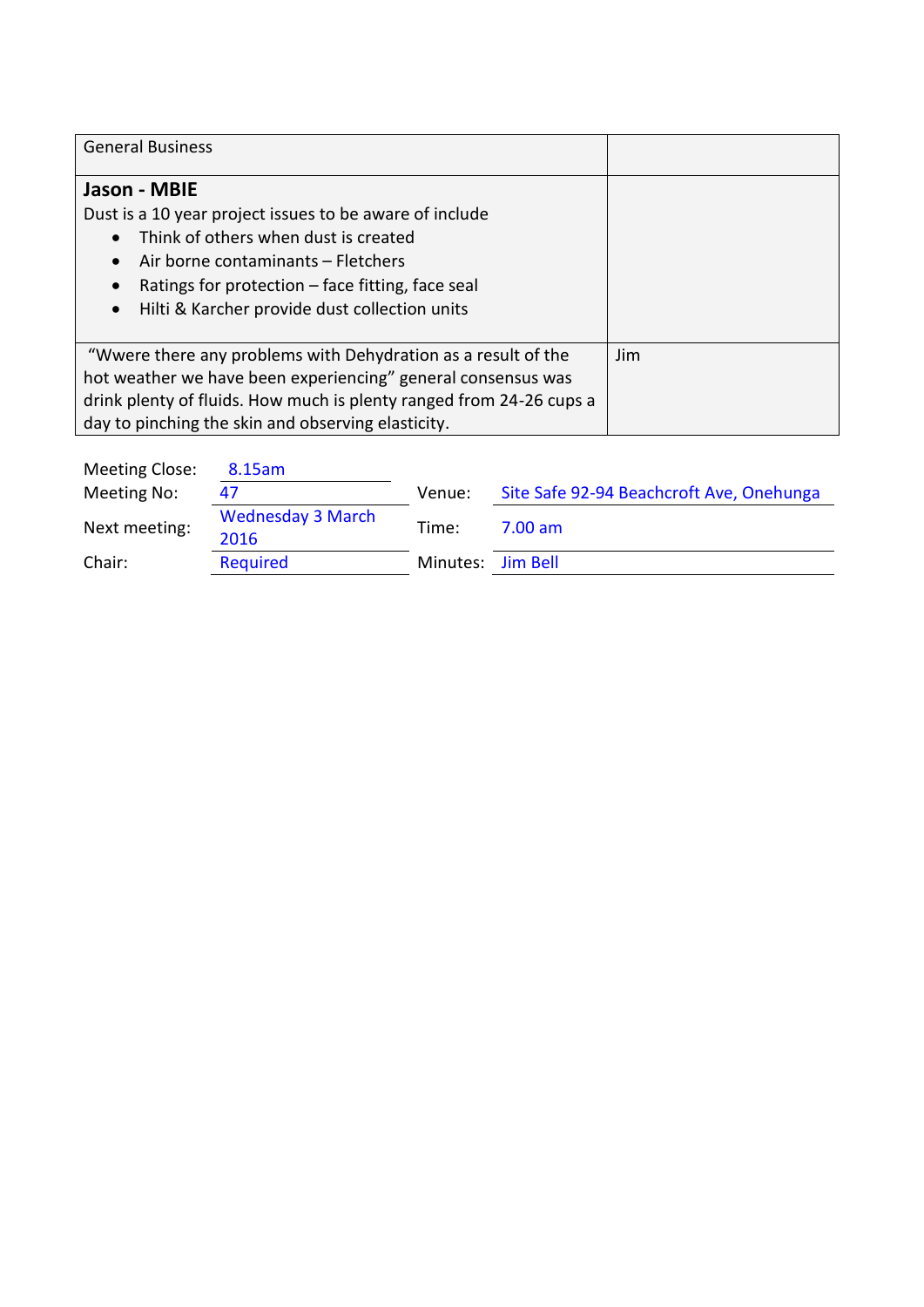| | |
|---|---|
| General Business | |
| **Jason - MBIE**<br>Dust is a 10 year project issues to be aware of include<br>• Think of others when dust is created<br>• Air borne contaminants – Fletchers<br>• Ratings for protection – face fitting, face seal<br>• Hilti & Karcher provide dust collection units | |
| "Wwere there any problems with Dehydration as a result of the hot weather we have been experiencing" general consensus was drink plenty of fluids. How much is plenty ranged from 24-26 cups a day to pinching the skin and observing elasticity. | Jim |

| | | | |
|---|---|---|---|
| Meeting Close: | 8.15am | | |
| Meeting No: | 47 | Venue: | Site Safe 92-94 Beachcroft Ave, Onehunga |
| Next meeting: | Wednesday 3 March 2016 | Time: | 7.00 am |
| Chair: | Required | Minutes: | Jim Bell |